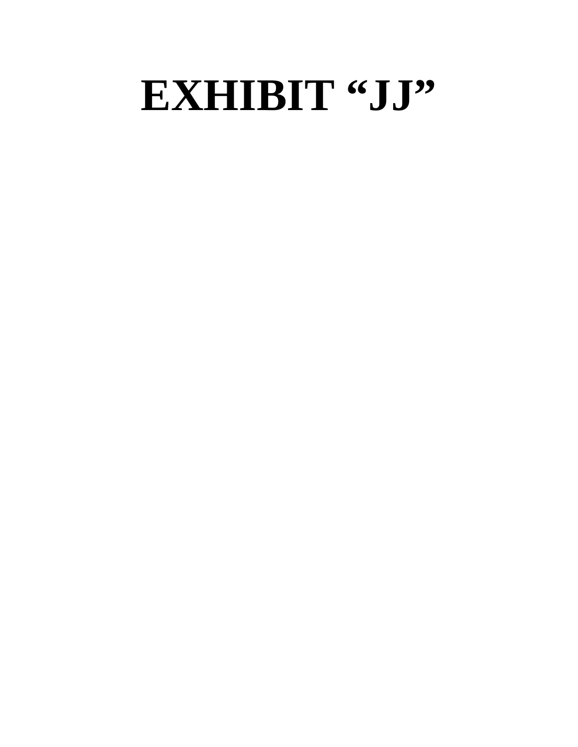# EXHIBIT "JJ"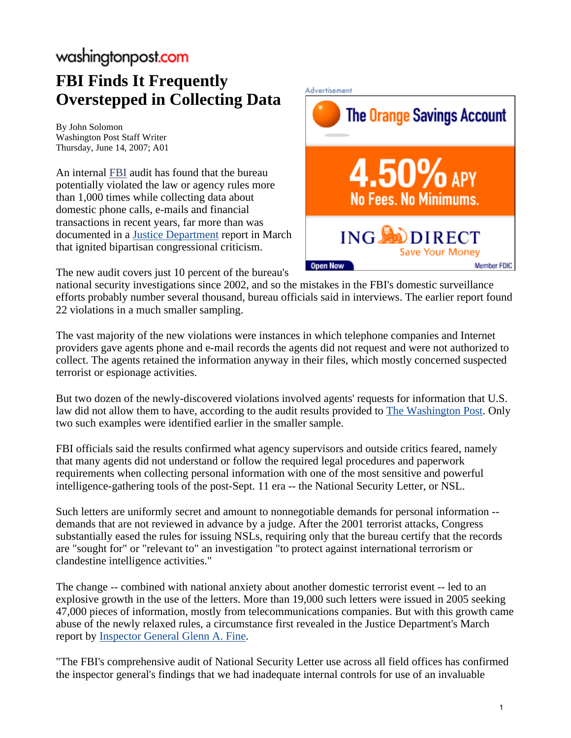washingtonpost.com

# FBI Finds It Frequently Overstepped in Collecting Data

By John Solomon
Washington Post Staff Writer
Thursday, June 14, 2007; A01

An internal FBI audit has found that the bureau potentially violated the law or agency rules more than 1,000 times while collecting data about domestic phone calls, e-mails and financial transactions in recent years, far more than was documented in a Justice Department report in March that ignited bipartisan congressional criticism.

The new audit covers just 10 percent of the bureau's national security investigations since 2002, and so the mistakes in the FBI's domestic surveillance efforts probably number several thousand, bureau officials said in interviews. The earlier report found 22 violations in a much smaller sampling.

The vast majority of the new violations were instances in which telephone companies and Internet providers gave agents phone and e-mail records the agents did not request and were not authorized to collect. The agents retained the information anyway in their files, which mostly concerned suspected terrorist or espionage activities.

But two dozen of the newly-discovered violations involved agents' requests for information that U.S. law did not allow them to have, according to the audit results provided to The Washington Post. Only two such examples were identified earlier in the smaller sample.

FBI officials said the results confirmed what agency supervisors and outside critics feared, namely that many agents did not understand or follow the required legal procedures and paperwork requirements when collecting personal information with one of the most sensitive and powerful intelligence-gathering tools of the post-Sept. 11 era -- the National Security Letter, or NSL.

Such letters are uniformly secret and amount to nonnegotiable demands for personal information -- demands that are not reviewed in advance by a judge. After the 2001 terrorist attacks, Congress substantially eased the rules for issuing NSLs, requiring only that the bureau certify that the records are "sought for" or "relevant to" an investigation "to protect against international terrorism or clandestine intelligence activities."

The change -- combined with national anxiety about another domestic terrorist event -- led to an explosive growth in the use of the letters. More than 19,000 such letters were issued in 2005 seeking 47,000 pieces of information, mostly from telecommunications companies. But with this growth came abuse of the newly relaxed rules, a circumstance first revealed in the Justice Department's March report by Inspector General Glenn A. Fine.

"The FBI's comprehensive audit of National Security Letter use across all field offices has confirmed the inspector general's findings that we had inadequate internal controls for use of an invaluable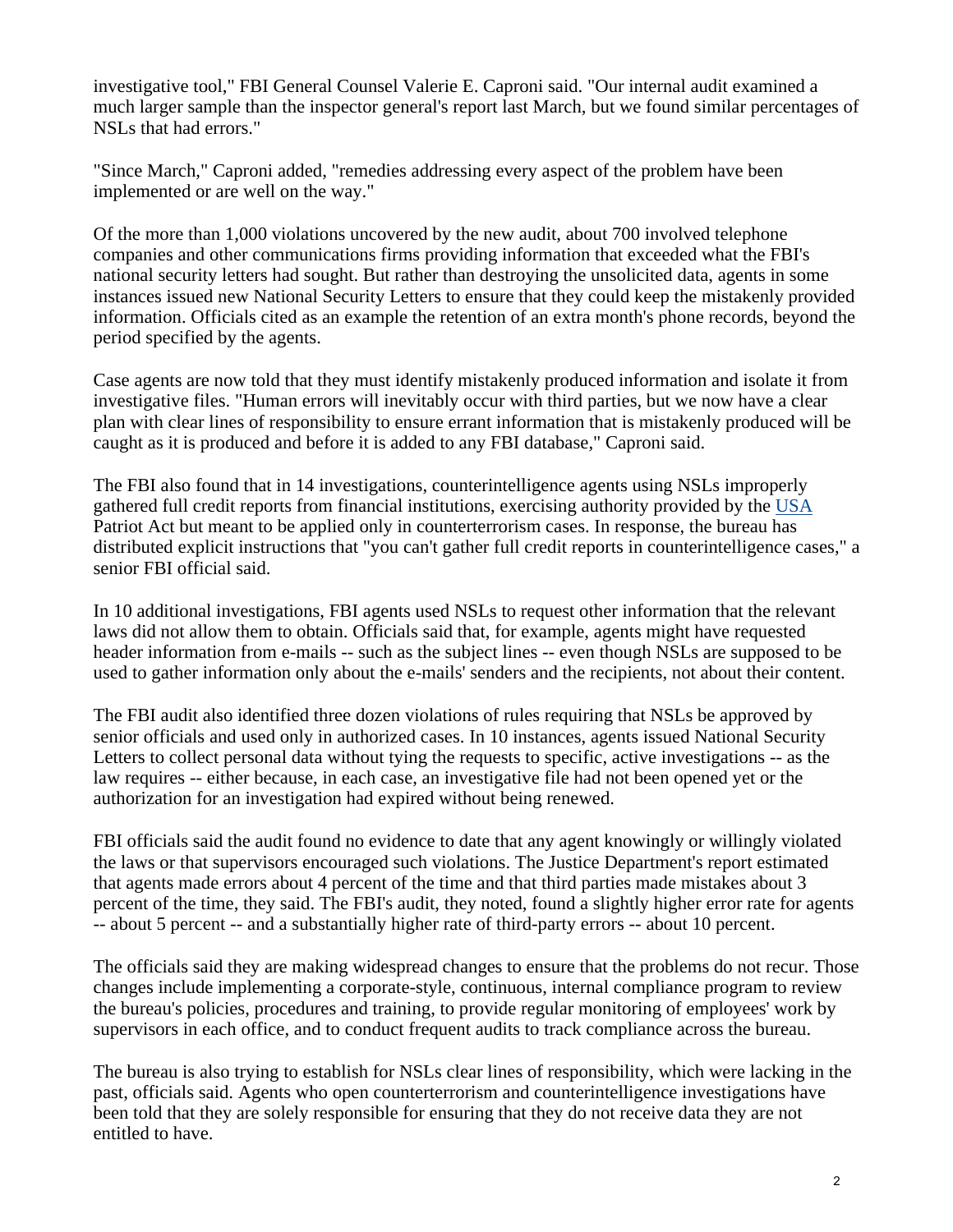investigative tool," FBI General Counsel Valerie E. Caproni said. "Our internal audit examined a much larger sample than the inspector general's report last March, but we found similar percentages of NSLs that had errors."

"Since March," Caproni added, "remedies addressing every aspect of the problem have been implemented or are well on the way."

Of the more than 1,000 violations uncovered by the new audit, about 700 involved telephone companies and other communications firms providing information that exceeded what the FBI's national security letters had sought. But rather than destroying the unsolicited data, agents in some instances issued new National Security Letters to ensure that they could keep the mistakenly provided information. Officials cited as an example the retention of an extra month's phone records, beyond the period specified by the agents.

Case agents are now told that they must identify mistakenly produced information and isolate it from investigative files. "Human errors will inevitably occur with third parties, but we now have a clear plan with clear lines of responsibility to ensure errant information that is mistakenly produced will be caught as it is produced and before it is added to any FBI database," Caproni said.

The FBI also found that in 14 investigations, counterintelligence agents using NSLs improperly gathered full credit reports from financial institutions, exercising authority provided by the USA Patriot Act but meant to be applied only in counterterrorism cases. In response, the bureau has distributed explicit instructions that "you can't gather full credit reports in counterintelligence cases," a senior FBI official said.

In 10 additional investigations, FBI agents used NSLs to request other information that the relevant laws did not allow them to obtain. Officials said that, for example, agents might have requested header information from e-mails -- such as the subject lines -- even though NSLs are supposed to be used to gather information only about the e-mails' senders and the recipients, not about their content.

The FBI audit also identified three dozen violations of rules requiring that NSLs be approved by senior officials and used only in authorized cases. In 10 instances, agents issued National Security Letters to collect personal data without tying the requests to specific, active investigations -- as the law requires -- either because, in each case, an investigative file had not been opened yet or the authorization for an investigation had expired without being renewed.

FBI officials said the audit found no evidence to date that any agent knowingly or willingly violated the laws or that supervisors encouraged such violations. The Justice Department's report estimated that agents made errors about 4 percent of the time and that third parties made mistakes about 3 percent of the time, they said. The FBI's audit, they noted, found a slightly higher error rate for agents -- about 5 percent -- and a substantially higher rate of third-party errors -- about 10 percent.

The officials said they are making widespread changes to ensure that the problems do not recur. Those changes include implementing a corporate-style, continuous, internal compliance program to review the bureau's policies, procedures and training, to provide regular monitoring of employees' work by supervisors in each office, and to conduct frequent audits to track compliance across the bureau.

The bureau is also trying to establish for NSLs clear lines of responsibility, which were lacking in the past, officials said. Agents who open counterterrorism and counterintelligence investigations have been told that they are solely responsible for ensuring that they do not receive data they are not entitled to have.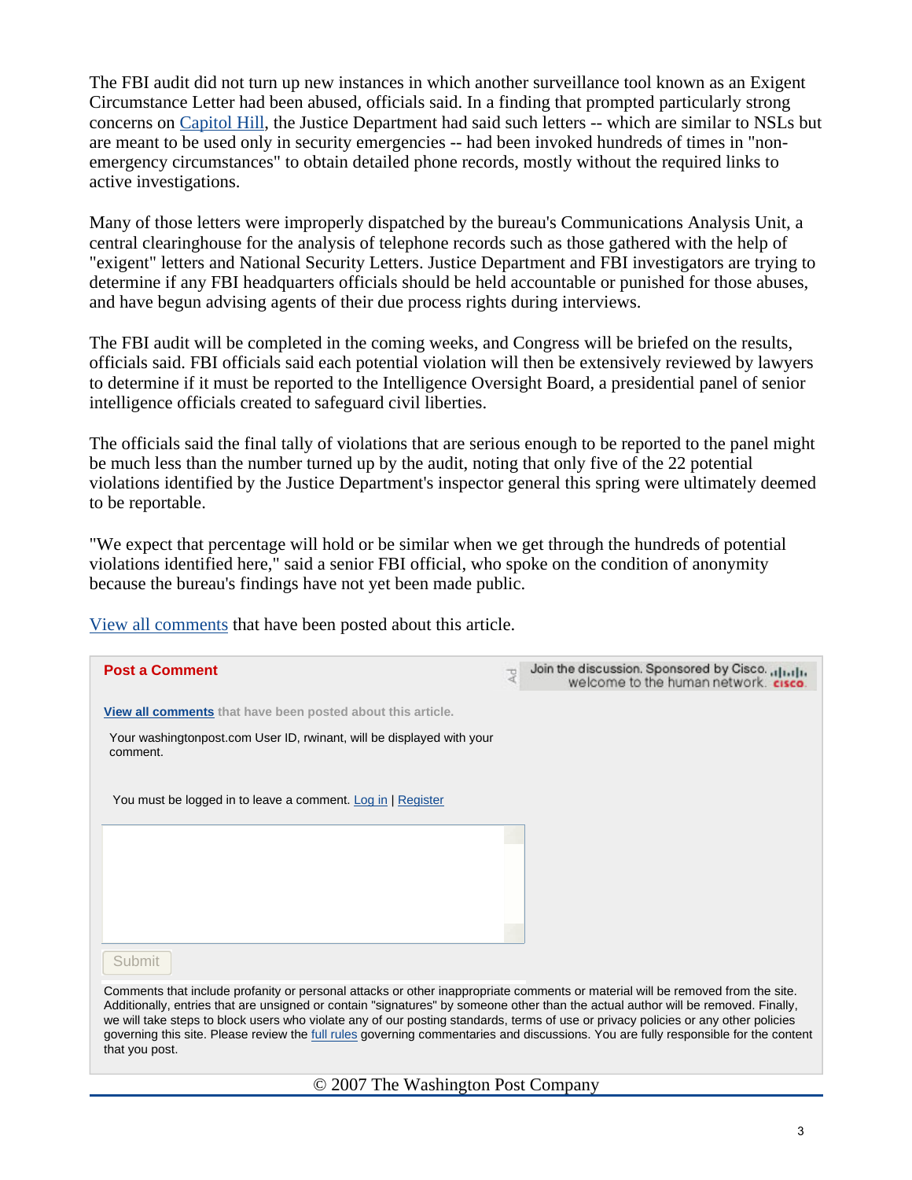The FBI audit did not turn up new instances in which another surveillance tool known as an Exigent Circumstance Letter had been abused, officials said. In a finding that prompted particularly strong concerns on Capitol Hill, the Justice Department had said such letters -- which are similar to NSLs but are meant to be used only in security emergencies -- had been invoked hundreds of times in "non-emergency circumstances" to obtain detailed phone records, mostly without the required links to active investigations.

Many of those letters were improperly dispatched by the bureau's Communications Analysis Unit, a central clearinghouse for the analysis of telephone records such as those gathered with the help of "exigent" letters and National Security Letters. Justice Department and FBI investigators are trying to determine if any FBI headquarters officials should be held accountable or punished for those abuses, and have begun advising agents of their due process rights during interviews.

The FBI audit will be completed in the coming weeks, and Congress will be briefed on the results, officials said. FBI officials said each potential violation will then be extensively reviewed by lawyers to determine if it must be reported to the Intelligence Oversight Board, a presidential panel of senior intelligence officials created to safeguard civil liberties.

The officials said the final tally of violations that are serious enough to be reported to the panel might be much less than the number turned up by the audit, noting that only five of the 22 potential violations identified by the Justice Department's inspector general this spring were ultimately deemed to be reportable.

"We expect that percentage will hold or be similar when we get through the hundreds of potential violations identified here," said a senior FBI official, who spoke on the condition of anonymity because the bureau's findings have not yet been made public.

View all comments that have been posted about this article.

**Post a Comment**

Join the discussion. Sponsored by Cisco. welcome to the human network. cisco

**View all comments** that have been posted about this article.

Your washingtonpost.com User ID, rwinant, will be displayed with your comment.

You must be logged in to leave a comment. Log in | Register

Submit

Comments that include profanity or personal attacks or other inappropriate comments or material will be removed from the site. Additionally, entries that are unsigned or contain "signatures" by someone other than the actual author will be removed. Finally, we will take steps to block users who violate any of our posting standards, terms of use or privacy policies or any other policies governing this site. Please review the full rules governing commentaries and discussions. You are fully responsible for the content that you post.

© 2007 The Washington Post Company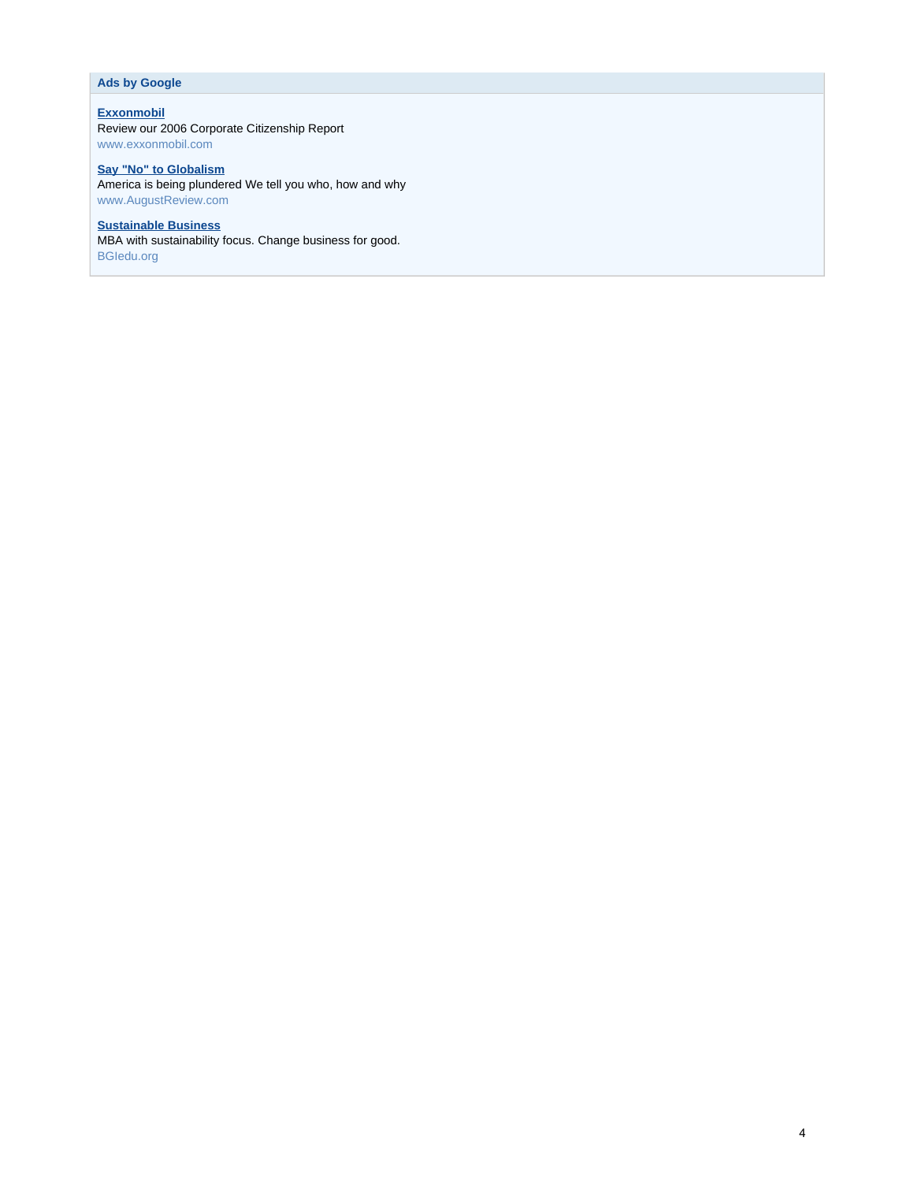**Ads by Google**

**Exxonmobil**
Review our 2006 Corporate Citizenship Report
www.exxonmobil.com

**Say "No" to Globalism**
America is being plundered We tell you who, how and why
www.AugustReview.com

**Sustainable Business**
MBA with sustainability focus. Change business for good.
BGIedu.org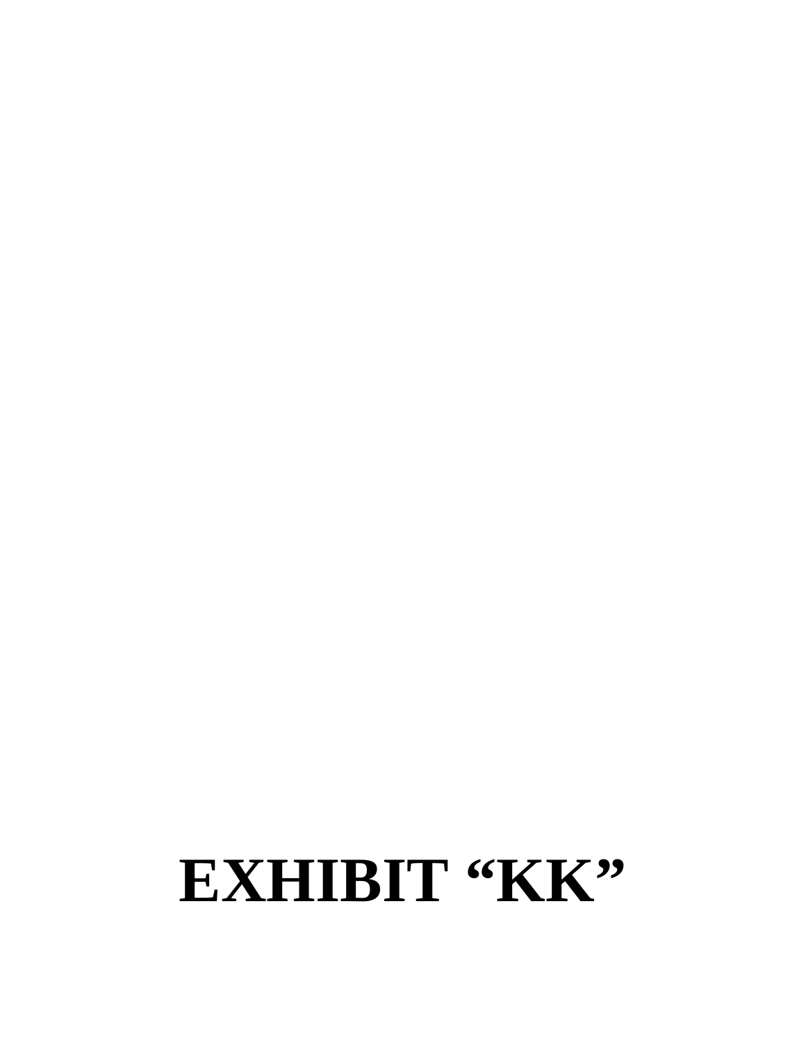# EXHIBIT "KK"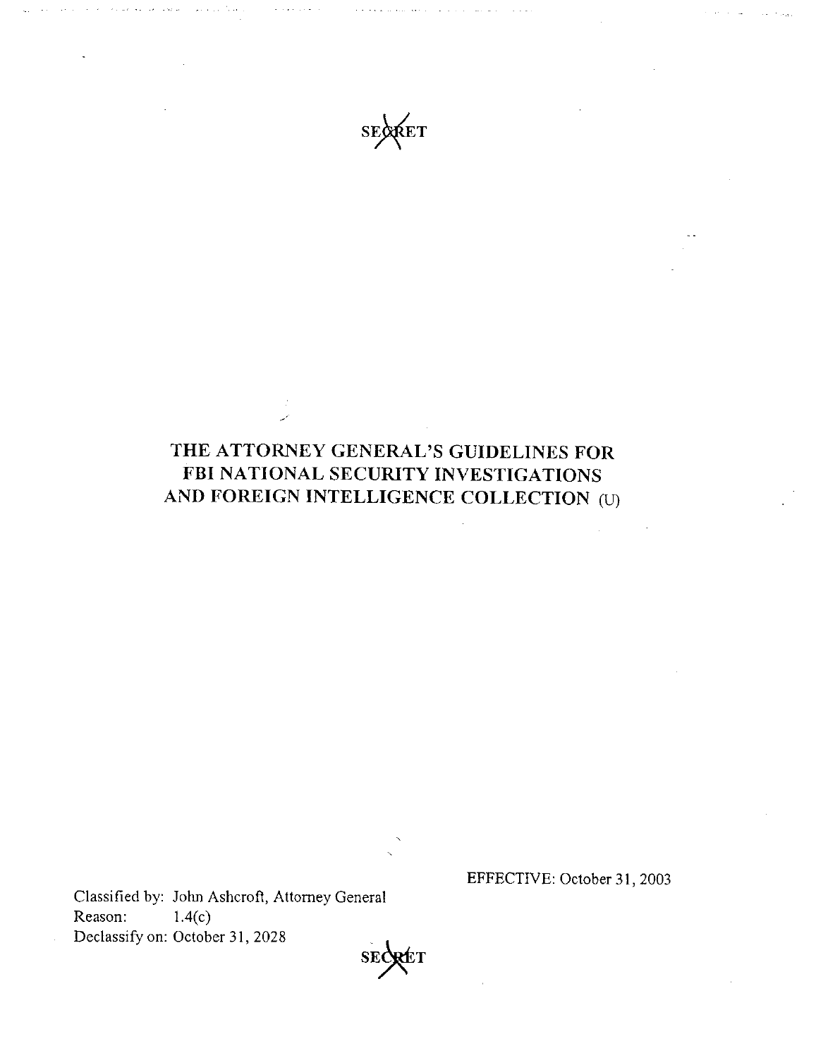SECRET

# THE ATTORNEY GENERAL'S GUIDELINES FOR FBI NATIONAL SECURITY INVESTIGATIONS AND FOREIGN INTELLIGENCE COLLECTION (U)

EFFECTIVE: October 31, 2003

Classified by: John Ashcroft, Attorney General
Reason: 1.4(c)
Declassify on: October 31, 2028

SECRET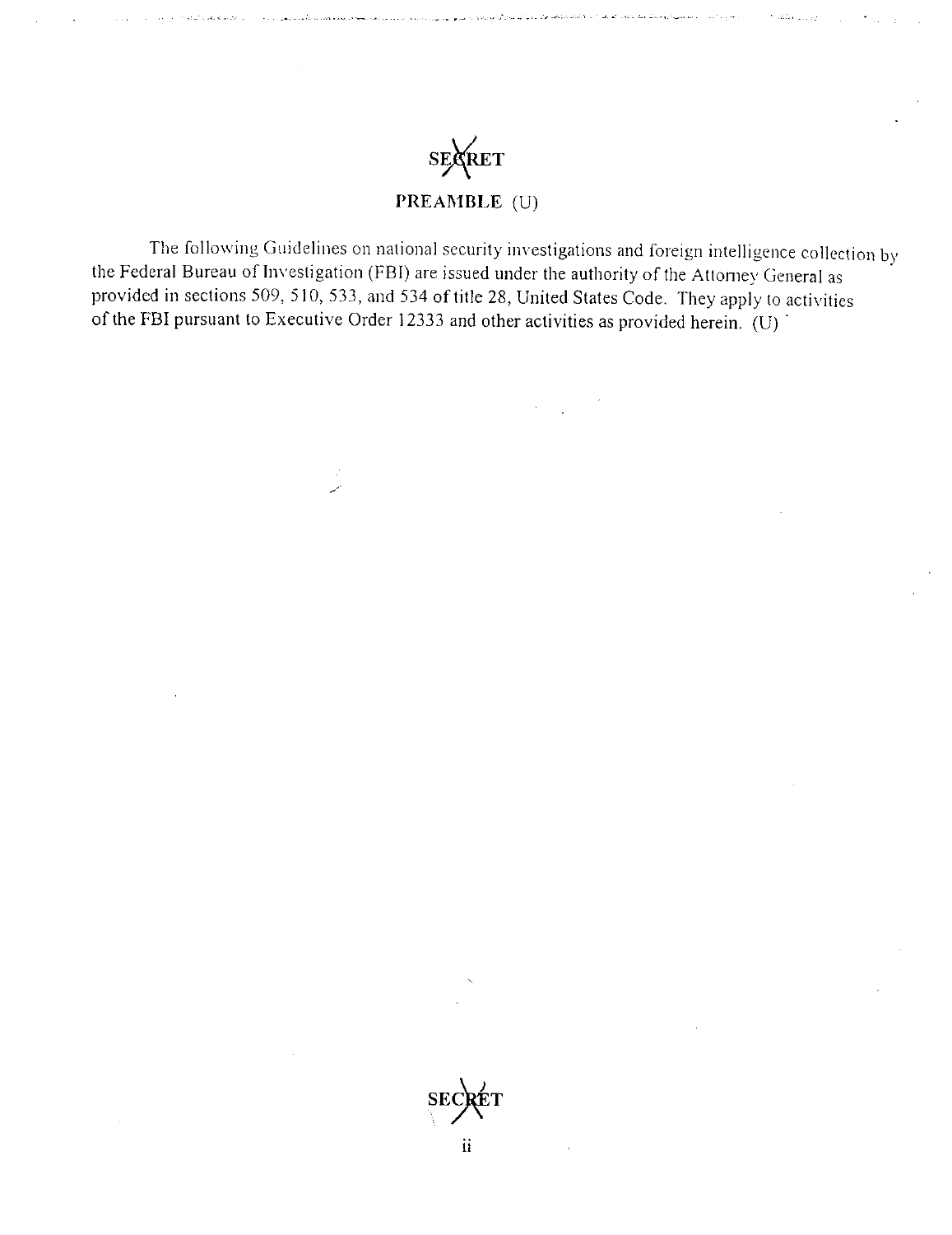# PREAMBLE (U)

The following Guidelines on national security investigations and foreign intelligence collection by the Federal Bureau of Investigation (FBI) are issued under the authority of the Attorney General as provided in sections 509, 510, 533, and 534 of title 28, United States Code. They apply to activities of the FBI pursuant to Executive Order 12333 and other activities as provided herein. (U)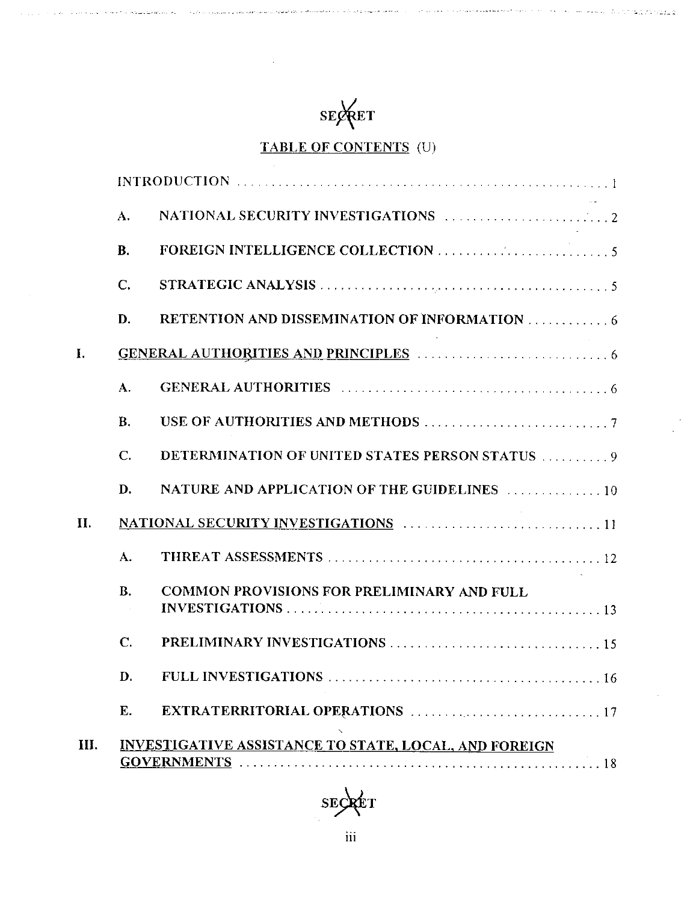SECRET

## TABLE OF CONTENTS (U)

INTRODUCTION . . . . . . . . . . . . . . . . . . . . . . . . . . . . . . . . . . . . . . . . . . . . . . . . . 1

- A. NATIONAL SECURITY INVESTIGATIONS . . . . . . . . . . . . . . . . . . . . . . . . 2
- B. FOREIGN INTELLIGENCE COLLECTION . . . . . . . . . . . . . . . . . . . . . . . . . 5
- C. STRATEGIC ANALYSIS . . . . . . . . . . . . . . . . . . . . . . . . . . . . . . . . . . . . . 5
- D. RETENTION AND DISSEMINATION OF INFORMATION . . . . . . . . . . . . 6

I. GENERAL AUTHORITIES AND PRINCIPLES . . . . . . . . . . . . . . . . . . . . . . . . . . . 6

- A. GENERAL AUTHORITIES . . . . . . . . . . . . . . . . . . . . . . . . . . . . . . . . . . . 6
- B. USE OF AUTHORITIES AND METHODS . . . . . . . . . . . . . . . . . . . . . . . . . 7
- C. DETERMINATION OF UNITED STATES PERSON STATUS . . . . . . . . . . 9
- D. NATURE AND APPLICATION OF THE GUIDELINES . . . . . . . . . . . . . . 10

II. NATIONAL SECURITY INVESTIGATIONS . . . . . . . . . . . . . . . . . . . . . . . . . . . 11

- A. THREAT ASSESSMENTS . . . . . . . . . . . . . . . . . . . . . . . . . . . . . . . . . . . . 12
- B. COMMON PROVISIONS FOR PRELIMINARY AND FULL INVESTIGATIONS . . . . . . . . . . . . . . . . . . . . . . . . . . . . . . . . . . . . . . . . . . . . 13
- C. PRELIMINARY INVESTIGATIONS . . . . . . . . . . . . . . . . . . . . . . . . . . . . . 15
- D. FULL INVESTIGATIONS . . . . . . . . . . . . . . . . . . . . . . . . . . . . . . . . . . . . 16
- E. EXTRATERRITORIAL OPERATIONS . . . . . . . . . . . . . . . . . . . . . . . . . . . 17

III. INVESTIGATIVE ASSISTANCE TO STATE, LOCAL, AND FOREIGN GOVERNMENTS . . . . . . . . . . . . . . . . . . . . . . . . . . . . . . . . . . . . . . . . . . . . . . . . 18

SECRET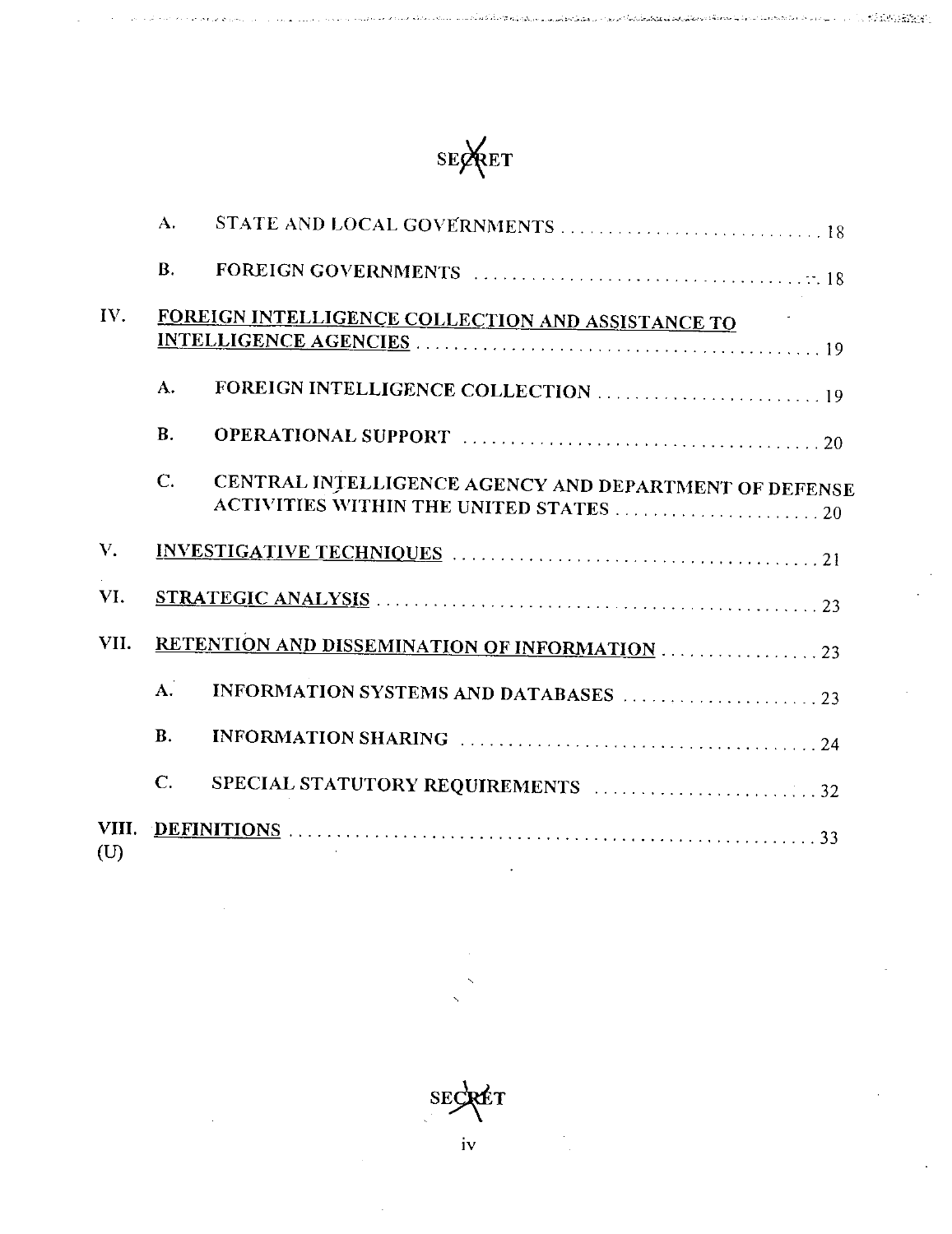SECRET

- A. STATE AND LOCAL GOVERNMENTS . . . . . . . . . . . . . . . . . . . . . . . . . . . . 18
- B. FOREIGN GOVERNMENTS . . . . . . . . . . . . . . . . . . . . . . . . . . . . . . . . . . . 18

IV. FOREIGN INTELLIGENCE COLLECTION AND ASSISTANCE TO INTELLIGENCE AGENCIES . . . . . . . . . . . . . . . . . . . . . . . . . . . . . . . . . . . . . . . . 19

- A. FOREIGN INTELLIGENCE COLLECTION . . . . . . . . . . . . . . . . . . . . . . . . 19
- B. OPERATIONAL SUPPORT . . . . . . . . . . . . . . . . . . . . . . . . . . . . . . . . . . . . 20
- C. CENTRAL INTELLIGENCE AGENCY AND DEPARTMENT OF DEFENSE ACTIVITIES WITHIN THE UNITED STATES . . . . . . . . . . . . . . . . . . . . . . 20

V. INVESTIGATIVE TECHNIQUES . . . . . . . . . . . . . . . . . . . . . . . . . . . . . . . . . . . . 21

VI. STRATEGIC ANALYSIS . . . . . . . . . . . . . . . . . . . . . . . . . . . . . . . . . . . . . . . . . . . 23

VII. RETENTION AND DISSEMINATION OF INFORMATION . . . . . . . . . . . . . . . . . 23

- A. INFORMATION SYSTEMS AND DATABASES . . . . . . . . . . . . . . . . . . . . . 23
- B. INFORMATION SHARING . . . . . . . . . . . . . . . . . . . . . . . . . . . . . . . . . . . . 24
- C. SPECIAL STATUTORY REQUIREMENTS . . . . . . . . . . . . . . . . . . . . . . . . 32

VIII. DEFINITIONS . . . . . . . . . . . . . . . . . . . . . . . . . . . . . . . . . . . . . . . . . . . . . . . . . . 33

(U)

SECRET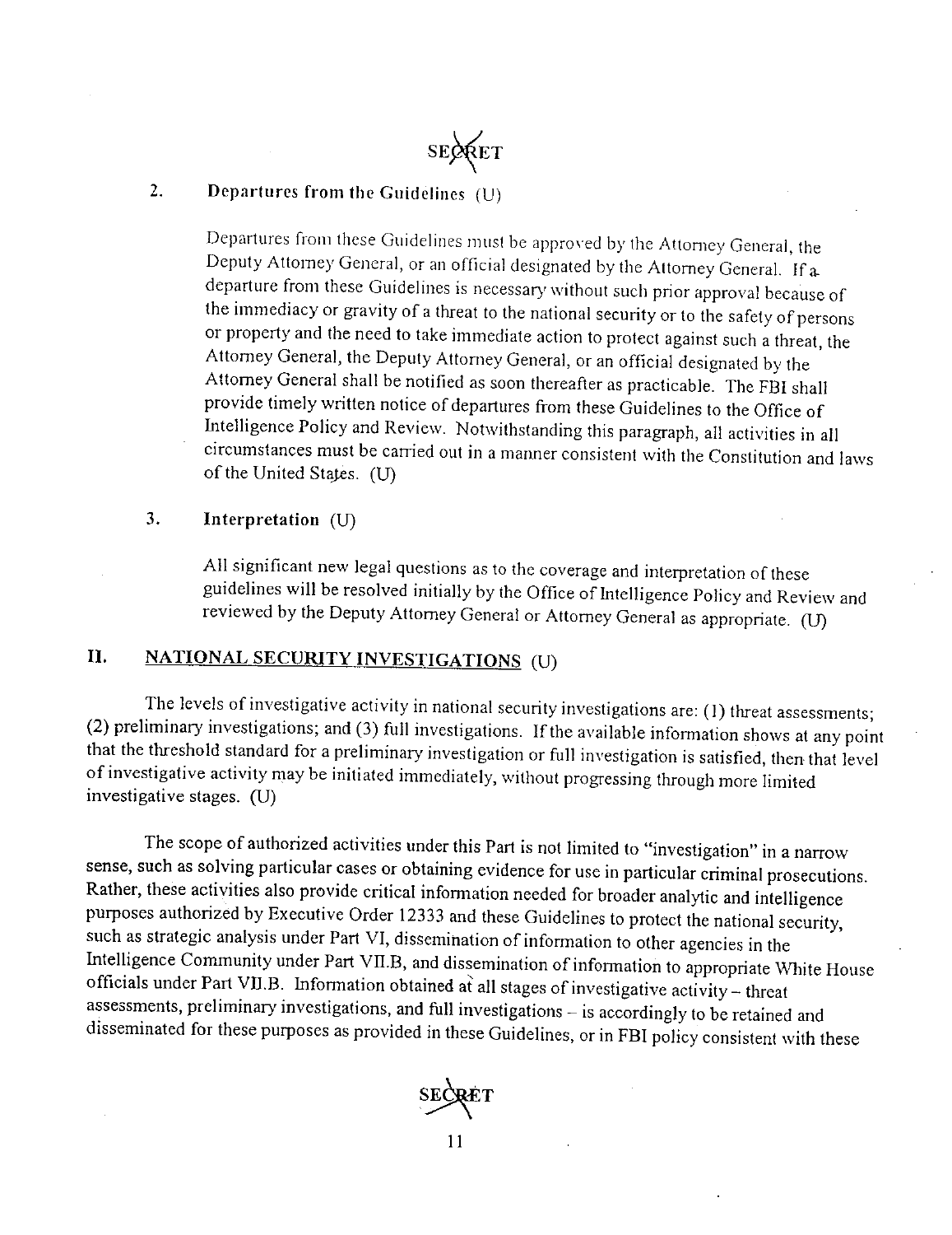### 2. Departures from the Guidelines (U)

Departures from these Guidelines must be approved by the Attorney General, the Deputy Attorney General, or an official designated by the Attorney General. If a departure from these Guidelines is necessary without such prior approval because of the immediacy or gravity of a threat to the national security or to the safety of persons or property and the need to take immediate action to protect against such a threat, the Attorney General, the Deputy Attorney General, or an official designated by the Attorney General shall be notified as soon thereafter as practicable. The FBI shall provide timely written notice of departures from these Guidelines to the Office of Intelligence Policy and Review. Notwithstanding this paragraph, all activities in all circumstances must be carried out in a manner consistent with the Constitution and laws of the United States. (U)

### 3. Interpretation (U)

All significant new legal questions as to the coverage and interpretation of these guidelines will be resolved initially by the Office of Intelligence Policy and Review and reviewed by the Deputy Attorney General or Attorney General as appropriate. (U)

## II. NATIONAL SECURITY INVESTIGATIONS (U)

The levels of investigative activity in national security investigations are: (1) threat assessments; (2) preliminary investigations; and (3) full investigations. If the available information shows at any point that the threshold standard for a preliminary investigation or full investigation is satisfied, then that level of investigative activity may be initiated immediately, without progressing through more limited investigative stages. (U)

The scope of authorized activities under this Part is not limited to "investigation" in a narrow sense, such as solving particular cases or obtaining evidence for use in particular criminal prosecutions. Rather, these activities also provide critical information needed for broader analytic and intelligence purposes authorized by Executive Order 12333 and these Guidelines to protect the national security, such as strategic analysis under Part VI, dissemination of information to other agencies in the Intelligence Community under Part VII.B, and dissemination of information to appropriate White House officials under Part VII.B. Information obtained at all stages of investigative activity – threat assessments, preliminary investigations, and full investigations – is accordingly to be retained and disseminated for these purposes as provided in these Guidelines, or in FBI policy consistent with these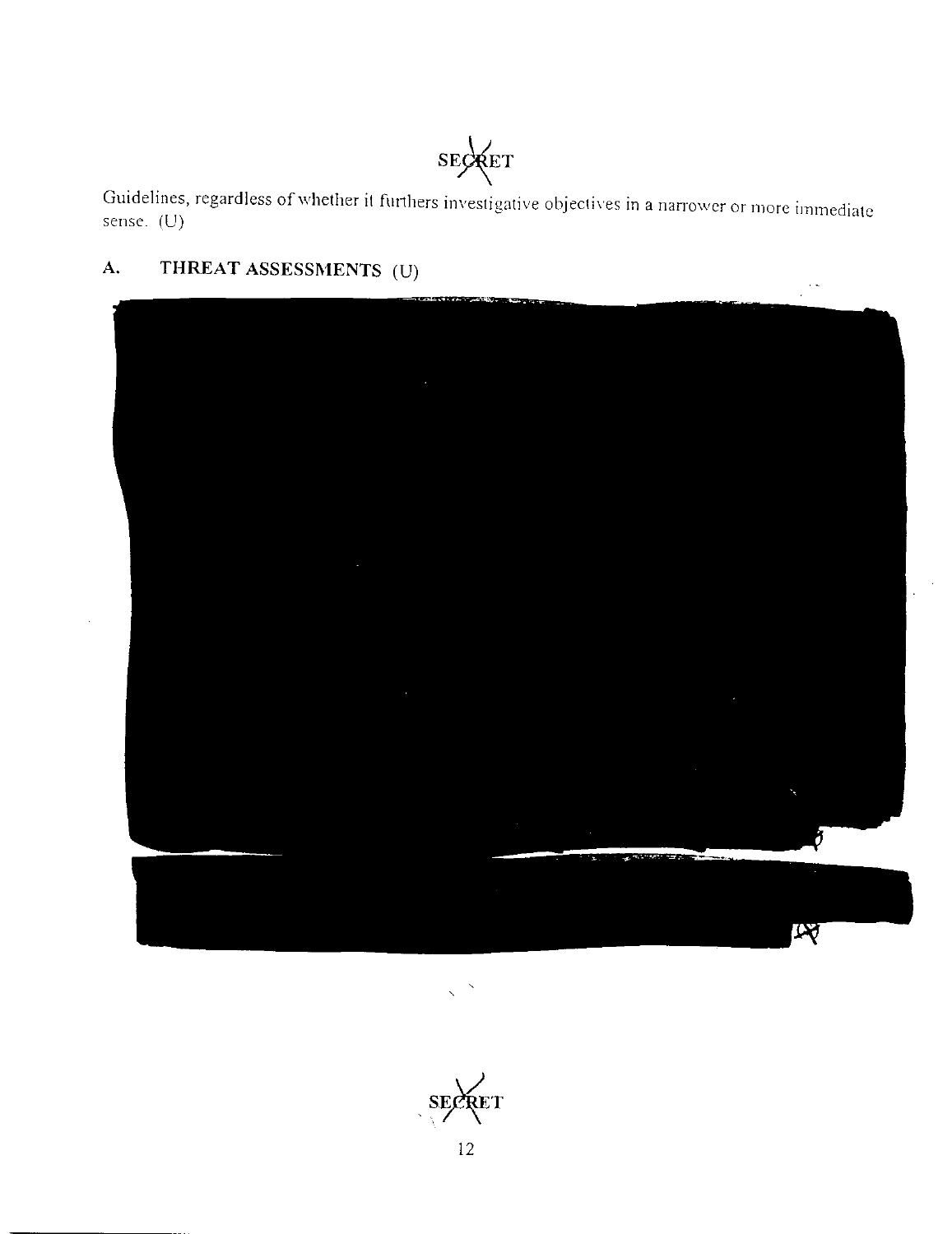Guidelines, regardless of whether it furthers investigative objectives in a narrower or more immediate sense. (U)

## A. THREAT ASSESSMENTS (U)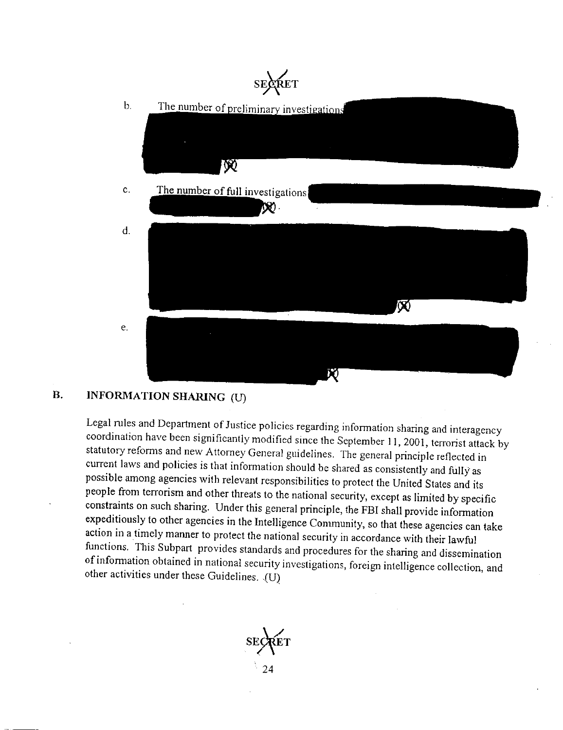b. The number of preliminary investigations

(S)

c. The number of full investigations

(S).

d.

(S)

e.

(S)

## B. INFORMATION SHARING (U)

Legal rules and Department of Justice policies regarding information sharing and interagency coordination have been significantly modified since the September 11, 2001, terrorist attack by statutory reforms and new Attorney General guidelines. The general principle reflected in current laws and policies is that information should be shared as consistently and fully as possible among agencies with relevant responsibilities to protect the United States and its people from terrorism and other threats to the national security, except as limited by specific constraints on such sharing. Under this general principle, the FBI shall provide information expeditiously to other agencies in the Intelligence Community, so that these agencies can take action in a timely manner to protect the national security in accordance with their lawful functions. This Subpart provides standards and procedures for the sharing and dissemination of information obtained in national security investigations, foreign intelligence collection, and other activities under these Guidelines. (U)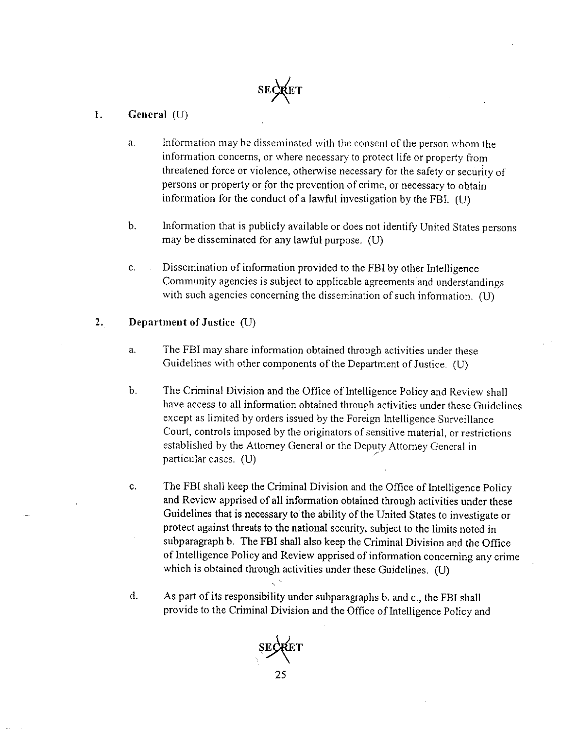SECRET

1. **General** (U)

   a. Information may be disseminated with the consent of the person whom the information concerns, or where necessary to protect life or property from threatened force or violence, otherwise necessary for the safety or security of persons or property or for the prevention of crime, or necessary to obtain information for the conduct of a lawful investigation by the FBI. (U)

   b. Information that is publicly available or does not identify United States persons may be disseminated for any lawful purpose. (U)

   c. Dissemination of information provided to the FBI by other Intelligence Community agencies is subject to applicable agreements and understandings with such agencies concerning the dissemination of such information. (U)

2. **Department of Justice** (U)

   a. The FBI may share information obtained through activities under these Guidelines with other components of the Department of Justice. (U)

   b. The Criminal Division and the Office of Intelligence Policy and Review shall have access to all information obtained through activities under these Guidelines except as limited by orders issued by the Foreign Intelligence Surveillance Court, controls imposed by the originators of sensitive material, or restrictions established by the Attorney General or the Deputy Attorney General in particular cases. (U)

   c. The FBI shall keep the Criminal Division and the Office of Intelligence Policy and Review apprised of all information obtained through activities under these Guidelines that is necessary to the ability of the United States to investigate or protect against threats to the national security, subject to the limits noted in subparagraph b. The FBI shall also keep the Criminal Division and the Office of Intelligence Policy and Review apprised of information concerning any crime which is obtained through activities under these Guidelines. (U)

   d. As part of its responsibility under subparagraphs b. and c., the FBI shall provide to the Criminal Division and the Office of Intelligence Policy and

SECRET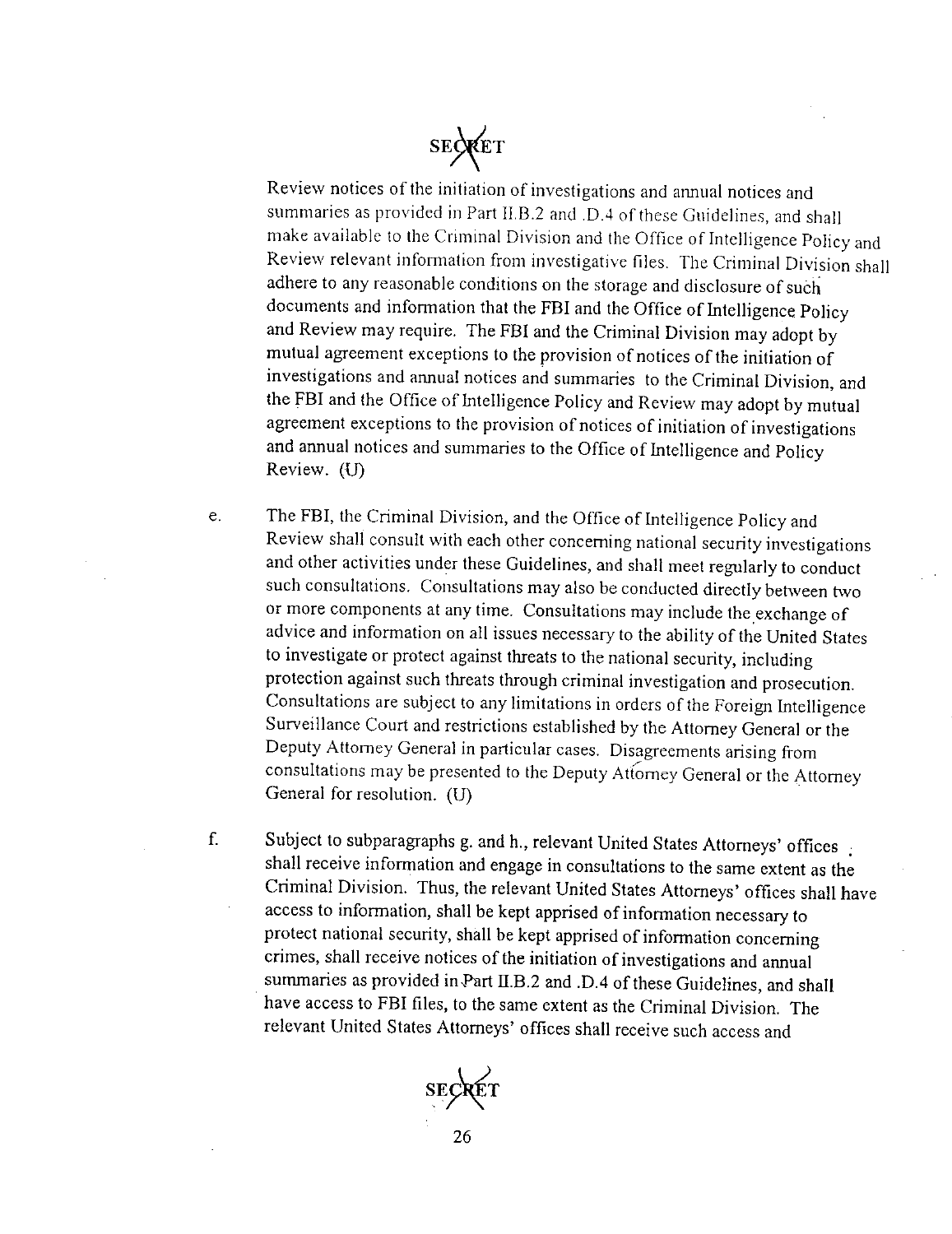Review notices of the initiation of investigations and annual notices and summaries as provided in Part II.B.2 and .D.4 of these Guidelines, and shall make available to the Criminal Division and the Office of Intelligence Policy and Review relevant information from investigative files. The Criminal Division shall adhere to any reasonable conditions on the storage and disclosure of such documents and information that the FBI and the Office of Intelligence Policy and Review may require. The FBI and the Criminal Division may adopt by mutual agreement exceptions to the provision of notices of the initiation of investigations and annual notices and summaries to the Criminal Division, and the FBI and the Office of Intelligence Policy and Review may adopt by mutual agreement exceptions to the provision of notices of initiation of investigations and annual notices and summaries to the Office of Intelligence and Policy Review. (U)

e. The FBI, the Criminal Division, and the Office of Intelligence Policy and Review shall consult with each other concerning national security investigations and other activities under these Guidelines, and shall meet regularly to conduct such consultations. Consultations may also be conducted directly between two or more components at any time. Consultations may include the exchange of advice and information on all issues necessary to the ability of the United States to investigate or protect against threats to the national security, including protection against such threats through criminal investigation and prosecution. Consultations are subject to any limitations in orders of the Foreign Intelligence Surveillance Court and restrictions established by the Attorney General or the Deputy Attorney General in particular cases. Disagreements arising from consultations may be presented to the Deputy Attorney General or the Attorney General for resolution. (U)

f. Subject to subparagraphs g. and h., relevant United States Attorneys' offices shall receive information and engage in consultations to the same extent as the Criminal Division. Thus, the relevant United States Attorneys' offices shall have access to information, shall be kept apprised of information necessary to protect national security, shall be kept apprised of information concerning crimes, shall receive notices of the initiation of investigations and annual summaries as provided in Part II.B.2 and .D.4 of these Guidelines, and shall have access to FBI files, to the same extent as the Criminal Division. The relevant United States Attorneys' offices shall receive such access and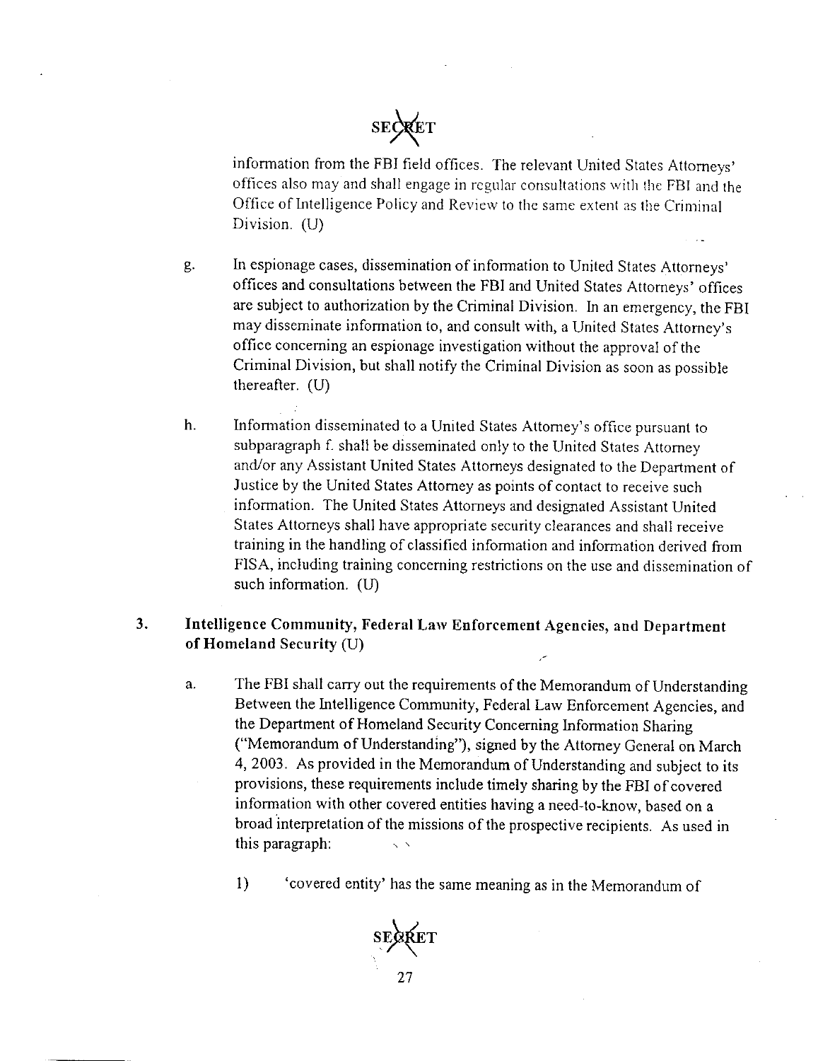information from the FBI field offices. The relevant United States Attorneys' offices also may and shall engage in regular consultations with the FBI and the Office of Intelligence Policy and Review to the same extent as the Criminal Division. (U)

g. In espionage cases, dissemination of information to United States Attorneys' offices and consultations between the FBI and United States Attorneys' offices are subject to authorization by the Criminal Division. In an emergency, the FBI may disseminate information to, and consult with, a United States Attorney's office concerning an espionage investigation without the approval of the Criminal Division, but shall notify the Criminal Division as soon as possible thereafter. (U)

h. Information disseminated to a United States Attorney's office pursuant to subparagraph f. shall be disseminated only to the United States Attorney and/or any Assistant United States Attorneys designated to the Department of Justice by the United States Attorney as points of contact to receive such information. The United States Attorneys and designated Assistant United States Attorneys shall have appropriate security clearances and shall receive training in the handling of classified information and information derived from FISA, including training concerning restrictions on the use and dissemination of such information. (U)

## 3. Intelligence Community, Federal Law Enforcement Agencies, and Department of Homeland Security (U)

a. The FBI shall carry out the requirements of the Memorandum of Understanding Between the Intelligence Community, Federal Law Enforcement Agencies, and the Department of Homeland Security Concerning Information Sharing ("Memorandum of Understanding"), signed by the Attorney General on March 4, 2003. As provided in the Memorandum of Understanding and subject to its provisions, these requirements include timely sharing by the FBI of covered information with other covered entities having a need-to-know, based on a broad interpretation of the missions of the prospective recipients. As used in this paragraph:

1) 'covered entity' has the same meaning as in the Memorandum of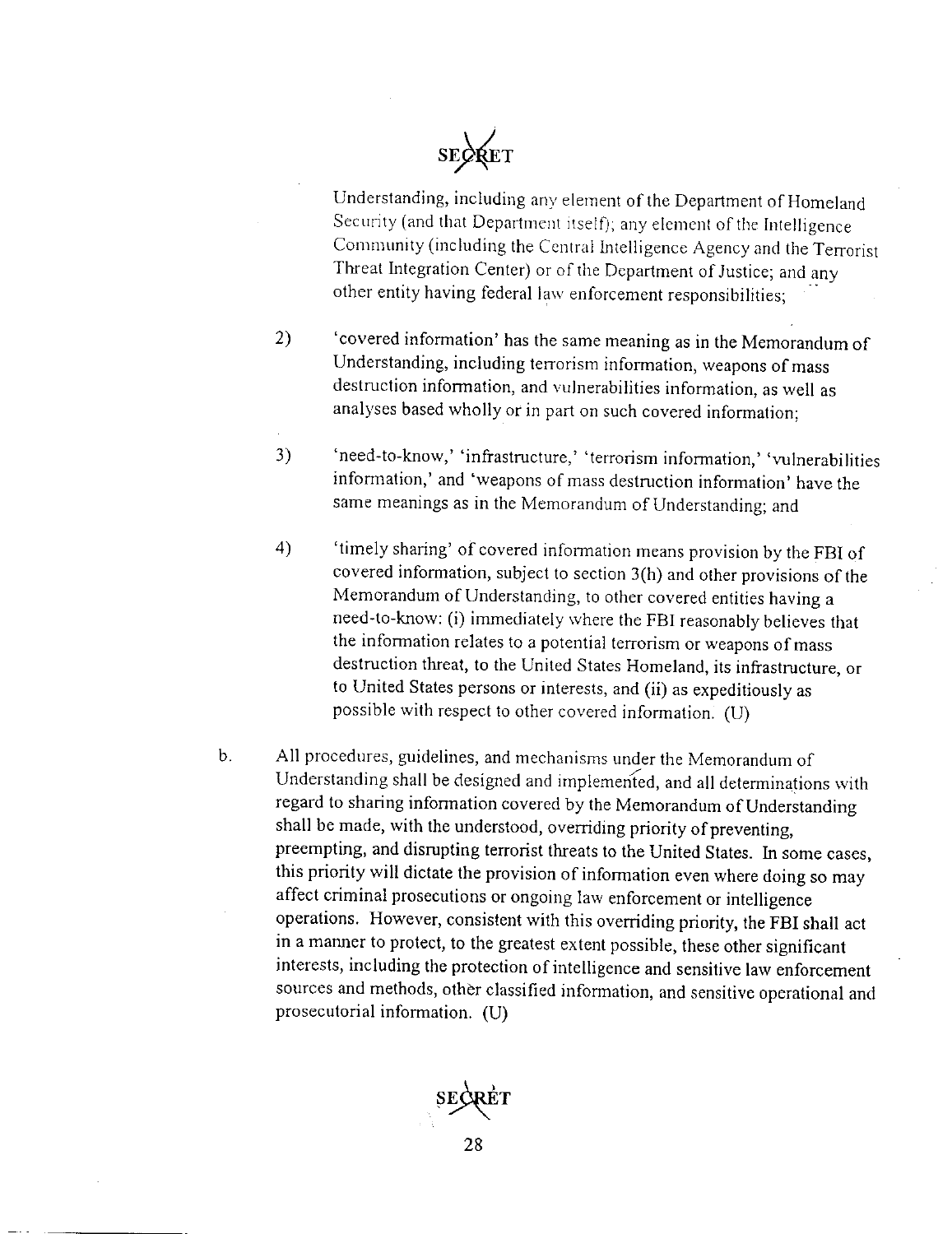Understanding, including any element of the Department of Homeland Security (and that Department itself); any element of the Intelligence Community (including the Central Intelligence Agency and the Terrorist Threat Integration Center) or of the Department of Justice; and any other entity having federal law enforcement responsibilities;

2) 'covered information' has the same meaning as in the Memorandum of Understanding, including terrorism information, weapons of mass destruction information, and vulnerabilities information, as well as analyses based wholly or in part on such covered information;

3) 'need-to-know,' 'infrastructure,' 'terrorism information,' 'vulnerabilities information,' and 'weapons of mass destruction information' have the same meanings as in the Memorandum of Understanding; and

4) 'timely sharing' of covered information means provision by the FBI of covered information, subject to section 3(h) and other provisions of the Memorandum of Understanding, to other covered entities having a need-to-know: (i) immediately where the FBI reasonably believes that the information relates to a potential terrorism or weapons of mass destruction threat, to the United States Homeland, its infrastructure, or to United States persons or interests, and (ii) as expeditiously as possible with respect to other covered information. (U)

b. All procedures, guidelines, and mechanisms under the Memorandum of Understanding shall be designed and implemented, and all determinations with regard to sharing information covered by the Memorandum of Understanding shall be made, with the understood, overriding priority of preventing, preempting, and disrupting terrorist threats to the United States. In some cases, this priority will dictate the provision of information even where doing so may affect criminal prosecutions or ongoing law enforcement or intelligence operations. However, consistent with this overriding priority, the FBI shall act in a manner to protect, to the greatest extent possible, these other significant interests, including the protection of intelligence and sensitive law enforcement sources and methods, other classified information, and sensitive operational and prosecutorial information. (U)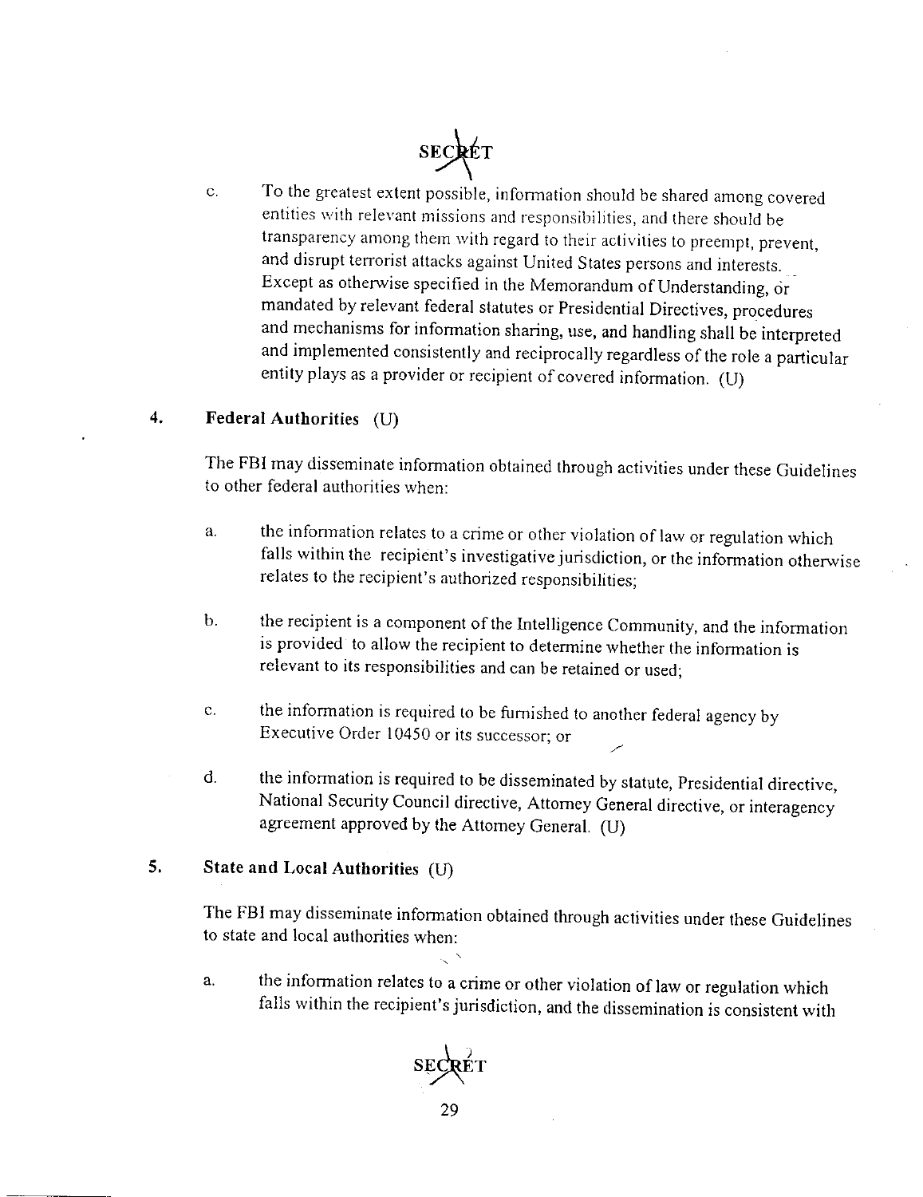c. To the greatest extent possible, information should be shared among covered entities with relevant missions and responsibilities, and there should be transparency among them with regard to their activities to preempt, prevent, and disrupt terrorist attacks against United States persons and interests. Except as otherwise specified in the Memorandum of Understanding, or mandated by relevant federal statutes or Presidential Directives, procedures and mechanisms for information sharing, use, and handling shall be interpreted and implemented consistently and reciprocally regardless of the role a particular entity plays as a provider or recipient of covered information. (U)

**4. Federal Authorities** (U)

The FBI may disseminate information obtained through activities under these Guidelines to other federal authorities when:

a. the information relates to a crime or other violation of law or regulation which falls within the recipient's investigative jurisdiction, or the information otherwise relates to the recipient's authorized responsibilities;

b. the recipient is a component of the Intelligence Community, and the information is provided to allow the recipient to determine whether the information is relevant to its responsibilities and can be retained or used;

c. the information is required to be furnished to another federal agency by Executive Order 10450 or its successor; or

d. the information is required to be disseminated by statute, Presidential directive, National Security Council directive, Attorney General directive, or interagency agreement approved by the Attorney General. (U)

**5. State and Local Authorities** (U)

The FBI may disseminate information obtained through activities under these Guidelines to state and local authorities when:

a. the information relates to a crime or other violation of law or regulation which falls within the recipient's jurisdiction, and the dissemination is consistent with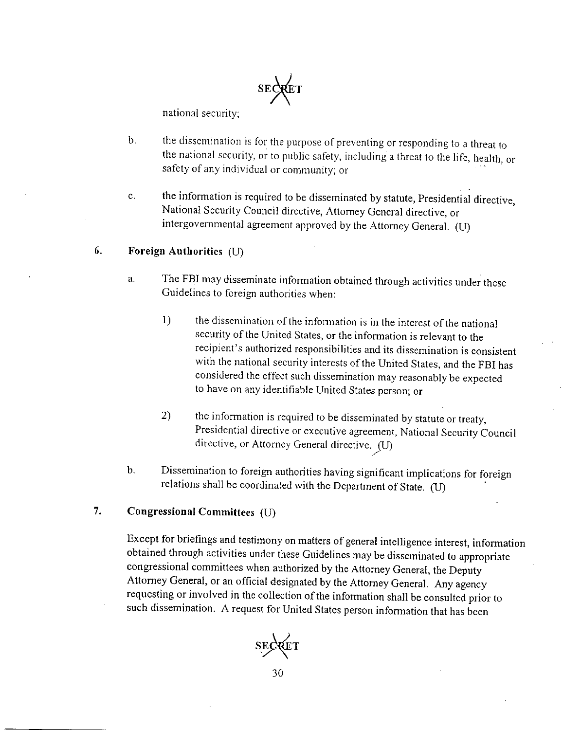national security;

b. the dissemination is for the purpose of preventing or responding to a threat to the national security, or to public safety, including a threat to the life, health, or safety of any individual or community; or

c. the information is required to be disseminated by statute, Presidential directive, National Security Council directive, Attorney General directive, or intergovernmental agreement approved by the Attorney General. (U)

6. **Foreign Authorities** (U)

a. The FBI may disseminate information obtained through activities under these Guidelines to foreign authorities when:

1) the dissemination of the information is in the interest of the national security of the United States, or the information is relevant to the recipient's authorized responsibilities and its dissemination is consistent with the national security interests of the United States, and the FBI has considered the effect such dissemination may reasonably be expected to have on any identifiable United States person; or

2) the information is required to be disseminated by statute or treaty, Presidential directive or executive agreement, National Security Council directive, or Attorney General directive. (U)

b. Dissemination to foreign authorities having significant implications for foreign relations shall be coordinated with the Department of State. (U)

7. **Congressional Committees** (U)

Except for briefings and testimony on matters of general intelligence interest, information obtained through activities under these Guidelines may be disseminated to appropriate congressional committees when authorized by the Attorney General, the Deputy Attorney General, or an official designated by the Attorney General. Any agency requesting or involved in the collection of the information shall be consulted prior to such dissemination. A request for United States person information that has been